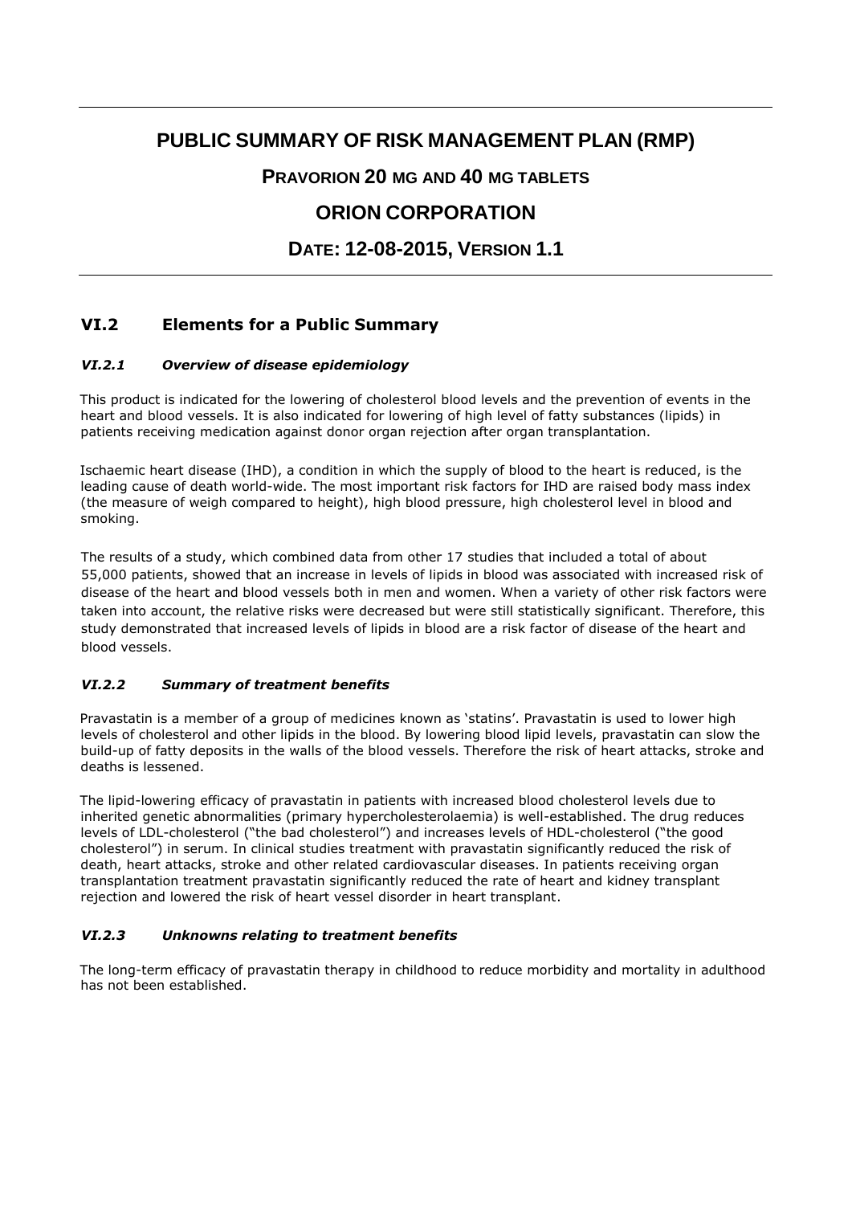# PUBLIC SUMMARY OF RISK MANAGEMENT PLAN (RMP)

## PRAVORION 20 MG AND 40 MG TABLETS

## ORION CORPORATION

## DATE: 12-08-2015, VERSION 1.1

## VI.2 Elements for a Public Summary

### *VI.2.1 Overview of disease epidemiology*

This product is indicated for the lowering of cholesterol blood levels and the prevention of events in the heart and blood vessels. It is also indicated for lowering of high level of fatty substances (lipids) in patients receiving medication against donor organ rejection after organ transplantation.

Ischaemic heart disease (IHD), a condition in which the supply of blood to the heart is reduced, is the leading cause of death world-wide. The most important risk factors for IHD are raised body mass index (the measure of weigh compared to height), high blood pressure, high cholesterol level in blood and smoking.

The results of a study, which combined data from other 17 studies that included a total of about 55,000 patients, showed that an increase in levels of lipids in blood was associated with increased risk of disease of the heart and blood vessels both in men and women. When a variety of other risk factors were taken into account, the relative risks were decreased but were still statistically significant. Therefore, this study demonstrated that increased levels of lipids in blood are a risk factor of disease of the heart and blood vessels.

### *VI.2.2 Summary of treatment benefits*

Pravastatin is a member of a group of medicines known as 'statins'. Pravastatin is used to lower high levels of cholesterol and other lipids in the blood. By lowering blood lipid levels, pravastatin can slow the build-up of fatty deposits in the walls of the blood vessels. Therefore the risk of heart attacks, stroke and deaths is lessened.

The lipid-lowering efficacy of pravastatin in patients with increased blood cholesterol levels due to inherited genetic abnormalities (primary hypercholesterolaemia) is well-established. The drug reduces levels of LDL-cholesterol ("the bad cholesterol") and increases levels of HDL-cholesterol ("the good cholesterol") in serum. In clinical studies treatment with pravastatin significantly reduced the risk of death, heart attacks, stroke and other related cardiovascular diseases. In patients receiving organ transplantation treatment pravastatin significantly reduced the rate of heart and kidney transplant rejection and lowered the risk of heart vessel disorder in heart transplant.

### *VI.2.3 Unknowns relating to treatment benefits*

The long-term efficacy of pravastatin therapy in childhood to reduce morbidity and mortality in adulthood has not been established.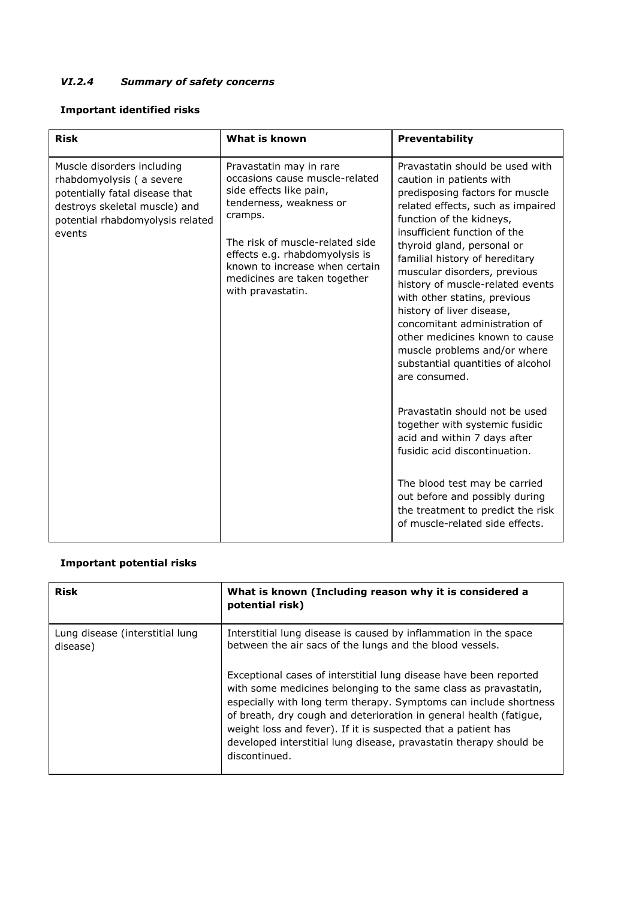### *VI.2.4 Summary of safety concerns*

**Important identified risks**

| **Risk** | **What is known** | **Preventability** |
|---|---|---|
| Muscle disorders including rhabdomyolysis ( a severe potentially fatal disease that destroys skeletal muscle) and potential rhabdomyolysis related events | Pravastatin may in rare occasions cause muscle-related side effects like pain, tenderness, weakness or cramps.<br><br>The risk of muscle-related side effects e.g. rhabdomyolysis is known to increase when certain medicines are taken together with pravastatin. | Pravastatin should be used with caution in patients with predisposing factors for muscle related effects, such as impaired function of the kidneys, insufficient function of the thyroid gland, personal or familial history of hereditary muscular disorders, previous history of muscle-related events with other statins, previous history of liver disease, concomitant administration of other medicines known to cause muscle problems and/or where substantial quantities of alcohol are consumed.<br><br>Pravastatin should not be used together with systemic fusidic acid and within 7 days after fusidic acid discontinuation.<br><br>The blood test may be carried out before and possibly during the treatment to predict the risk of muscle-related side effects. |

**Important potential risks**

| **Risk** | **What is known (Including reason why it is considered a potential risk)** |
|---|---|
| Lung disease (interstitial lung disease) | Interstitial lung disease is caused by inflammation in the space between the air sacs of the lungs and the blood vessels.<br><br>Exceptional cases of interstitial lung disease have been reported with some medicines belonging to the same class as pravastatin, especially with long term therapy. Symptoms can include shortness of breath, dry cough and deterioration in general health (fatigue, weight loss and fever). If it is suspected that a patient has developed interstitial lung disease, pravastatin therapy should be discontinued. |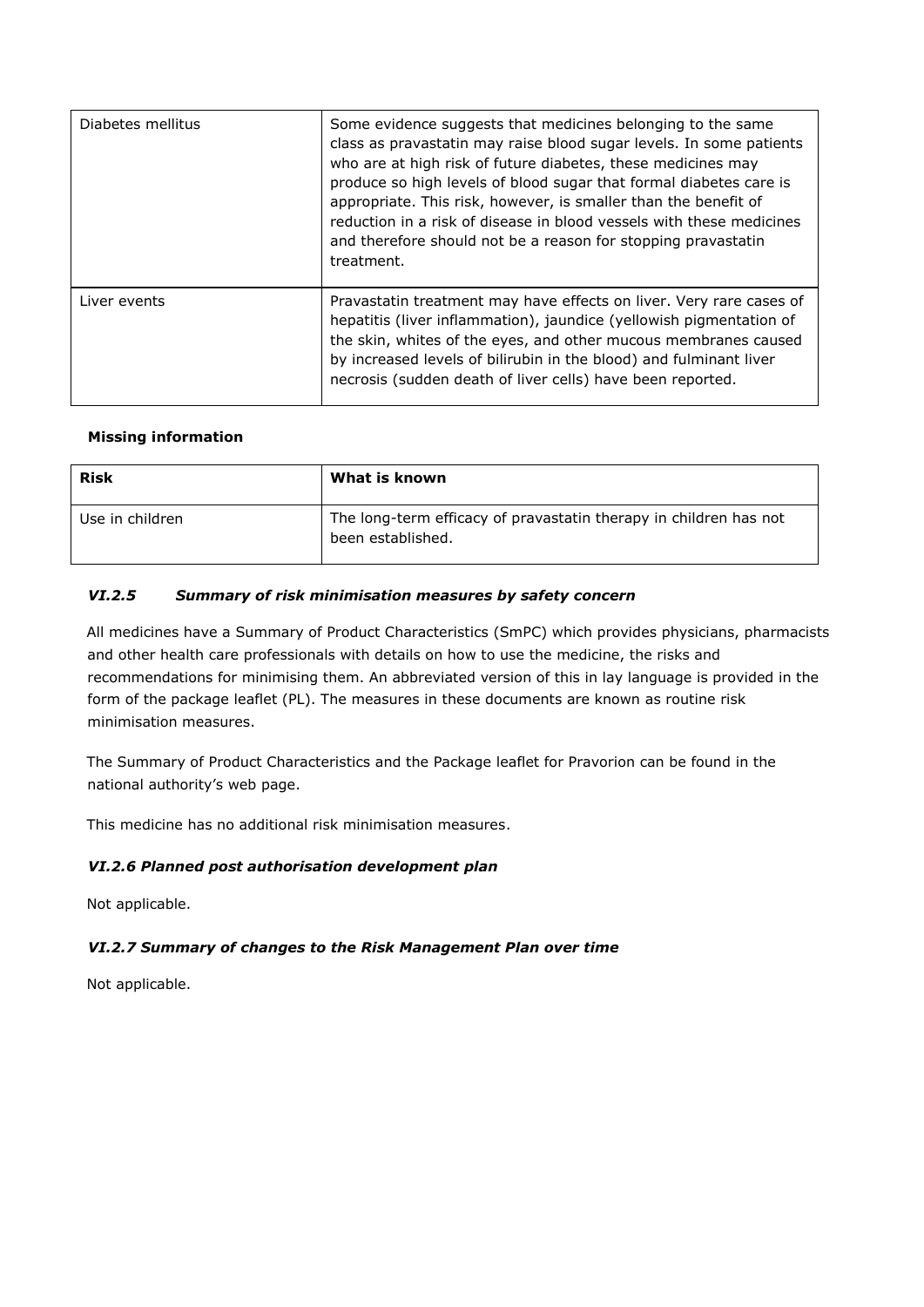| | |
|---|---|
| Diabetes mellitus | Some evidence suggests that medicines belonging to the same class as pravastatin may raise blood sugar levels. In some patients who are at high risk of future diabetes, these medicines may produce so high levels of blood sugar that formal diabetes care is appropriate. This risk, however, is smaller than the benefit of reduction in a risk of disease in blood vessels with these medicines and therefore should not be a reason for stopping pravastatin treatment. |
| Liver events | Pravastatin treatment may have effects on liver. Very rare cases of hepatitis (liver inflammation), jaundice (yellowish pigmentation of the skin, whites of the eyes, and other mucous membranes caused by increased levels of bilirubin in the blood) and fulminant liver necrosis (sudden death of liver cells) have been reported. |

**Missing information**

| Risk | What is known |
|---|---|
| Use in children | The long-term efficacy of pravastatin therapy in children has not been established. |

### *VI.2.5 Summary of risk minimisation measures by safety concern*

All medicines have a Summary of Product Characteristics (SmPC) which provides physicians, pharmacists and other health care professionals with details on how to use the medicine, the risks and recommendations for minimising them. An abbreviated version of this in lay language is provided in the form of the package leaflet (PL). The measures in these documents are known as routine risk minimisation measures.

The Summary of Product Characteristics and the Package leaflet for Pravorion can be found in the national authority's web page.

This medicine has no additional risk minimisation measures.

### *VI.2.6 Planned post authorisation development plan*

Not applicable.

### *VI.2.7 Summary of changes to the Risk Management Plan over time*

Not applicable.